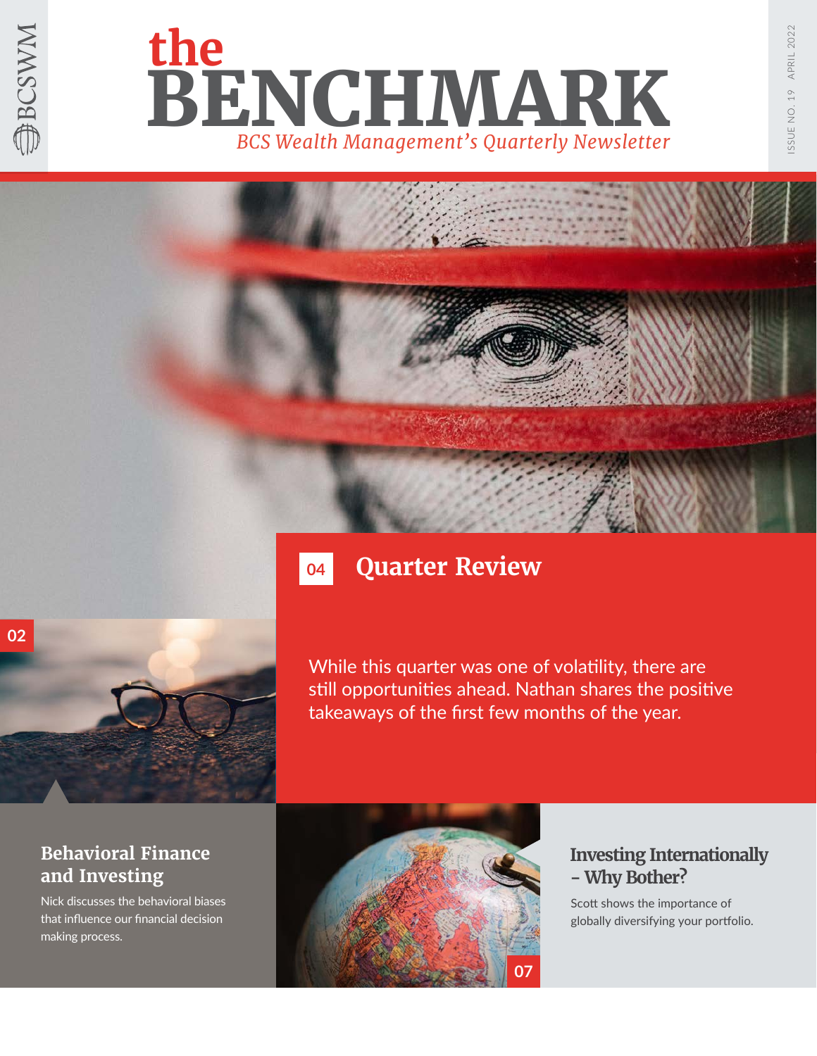BCSWM

# the BENCHMARK

*BCS Wealth Management's Quarterly Newsletter*

ISSUE NO. 19 APRIL 2022

## 04 Quarter Review

While this quarter was one of volatility, there are still opportunities ahead. Nathan shares the positive takeaways of the first few months of the year.

## 02 Behavioral Finance and Investing

Nick discusses the behavioral biases that influence our financial decision making process.

## 07 Investing Internationally – Why Bother?

Scott shows the importance of globally diversifying your portfolio.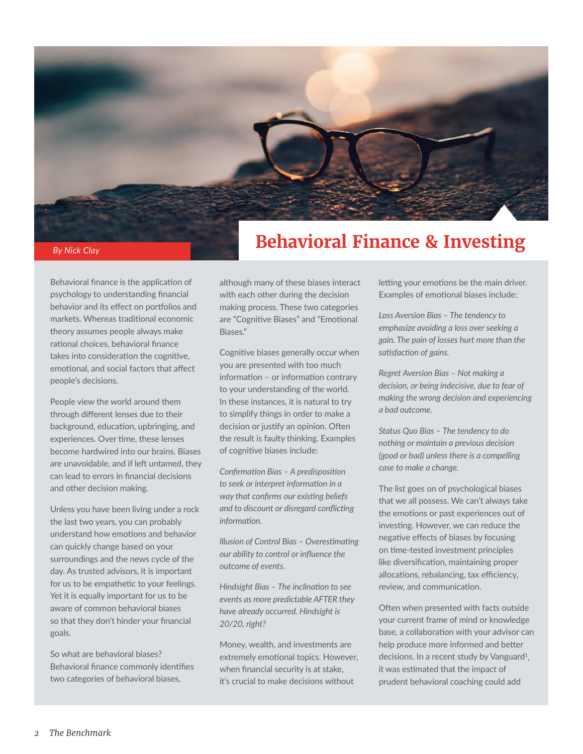# Behavioral Finance & Investing

*By Nick Clay*

Behavioral finance is the application of psychology to understanding financial behavior and its effect on portfolios and markets. Whereas traditional economic theory assumes people always make rational choices, behavioral finance takes into consideration the cognitive, emotional, and social factors that affect people's decisions.

People view the world around them through different lenses due to their background, education, upbringing, and experiences. Over time, these lenses become hardwired into our brains. Biases are unavoidable, and if left untamed, they can lead to errors in financial decisions and other decision making.

Unless you have been living under a rock the last two years, you can probably understand how emotions and behavior can quickly change based on your surroundings and the news cycle of the day. As trusted advisors, it is important for us to be empathetic to your feelings. Yet it is equally important for us to be aware of common behavioral biases so that they don't hinder your financial goals.

So what are behavioral biases? Behavioral finance commonly identifies two categories of behavioral biases, although many of these biases interact with each other during the decision making process. These two categories are "Cognitive Biases" and "Emotional Biases."

Cognitive biases generally occur when you are presented with too much information – or information contrary to your understanding of the world. In these instances, it is natural to try to simplify things in order to make a decision or justify an opinion. Often the result is faulty thinking. Examples of cognitive biases include:

*Confirmation Bias – A predisposition to seek or interpret information in a way that confirms our existing beliefs and to discount or disregard conflicting information.*

*Illusion of Control Bias – Overestimating our ability to control or influence the outcome of events.*

*Hindsight Bias – The inclination to see events as more predictable AFTER they have already occurred. Hindsight is 20/20, right?*

Money, wealth, and investments are extremely emotional topics. However, when financial security is at stake, it's crucial to make decisions without letting your emotions be the main driver. Examples of emotional biases include:

*Loss Aversion Bias – The tendency to emphasize avoiding a loss over seeking a gain. The pain of losses hurt more than the satisfaction of gains.*

*Regret Aversion Bias – Not making a decision, or being indecisive, due to fear of making the wrong decision and experiencing a bad outcome.*

*Status Quo Bias – The tendency to do nothing or maintain a previous decision (good or bad) unless there is a compelling case to make a change.*

The list goes on of psychological biases that we all possess. We can't always take the emotions or past experiences out of investing. However, we can reduce the negative effects of biases by focusing on time-tested investment principles like diversification, maintaining proper allocations, rebalancing, tax efficiency, review, and communication.

Often when presented with facts outside your current frame of mind or knowledge base, a collaboration with your advisor can help produce more informed and better decisions. In a recent study by Vanguard[1], it was estimated that the impact of prudent behavioral coaching could add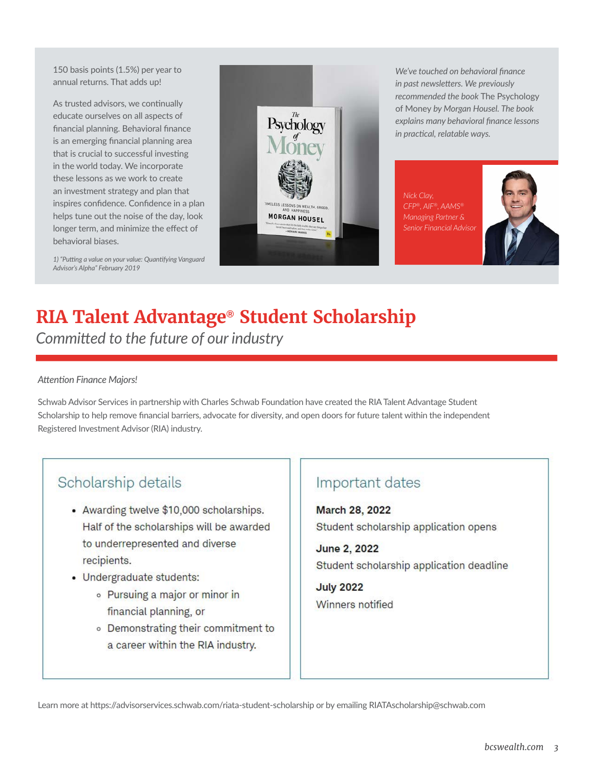150 basis points (1.5%) per year to annual returns. That adds up!

As trusted advisors, we continually educate ourselves on all aspects of financial planning. Behavioral finance is an emerging financial planning area that is crucial to successful investing in the world today. We incorporate these lessons as we work to create an investment strategy and plan that inspires confidence. Confidence in a plan helps tune out the noise of the day, look longer term, and minimize the effect of behavioral biases.

*1) "Putting a value on your value: Quantifying Vanguard Advisor's Alpha" February 2019*

*We've touched on behavioral finance in past newsletters. We previously recommended the book* The Psychology of Money *by Morgan Housel. The book explains many behavioral finance lessons in practical, relatable ways.*

*Nick Clay,*
*CFP®, AIF®, AAMS®*
*Managing Partner &*
*Senior Financial Advisor*

# RIA Talent Advantage® Student Scholarship

*Committed to the future of our industry*

*Attention Finance Majors!*

Schwab Advisor Services in partnership with Charles Schwab Foundation have created the RIA Talent Advantage Student Scholarship to help remove financial barriers, advocate for diversity, and open doors for future talent within the independent Registered Investment Advisor (RIA) industry.

## Scholarship details

- Awarding twelve $10,000 scholarships. Half of the scholarships will be awarded to underrepresented and diverse recipients.
- Undergraduate students:
  - Pursuing a major or minor in financial planning, or
  - Demonstrating their commitment to a career within the RIA industry.

## Important dates

**March 28, 2022**
Student scholarship application opens

**June 2, 2022**
Student scholarship application deadline

**July 2022**
Winners notified

Learn more at https://advisorservices.schwab.com/riata-student-scholarship or by emailing RIATAscholarship@schwab.com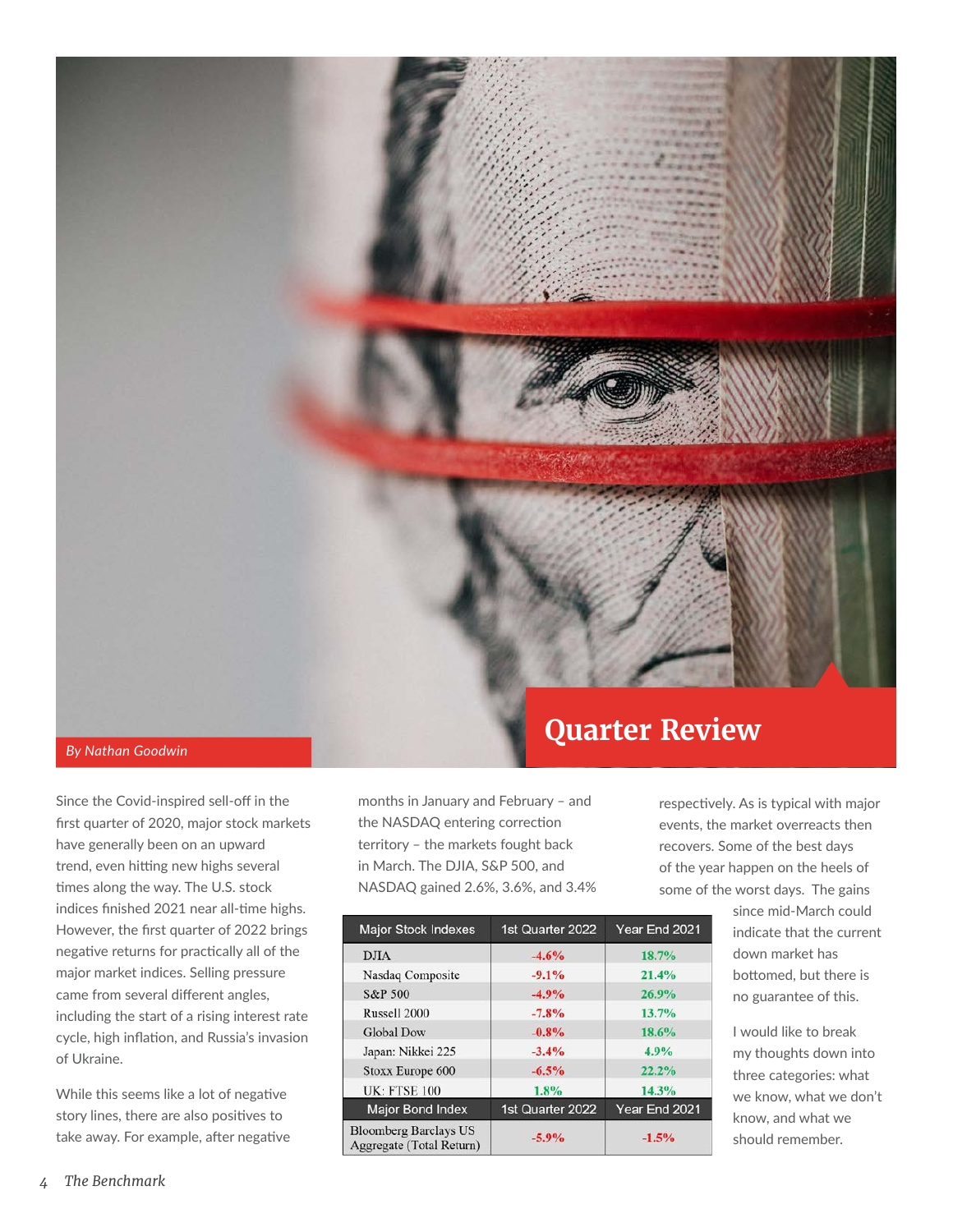# Quarter Review

*By Nathan Goodwin*

Since the Covid-inspired sell-off in the first quarter of 2020, major stock markets have generally been on an upward trend, even hitting new highs several times along the way. The U.S. stock indices finished 2021 near all-time highs. However, the first quarter of 2022 brings negative returns for practically all of the major market indices. Selling pressure came from several different angles, including the start of a rising interest rate cycle, high inflation, and Russia's invasion of Ukraine.

While this seems like a lot of negative story lines, there are also positives to take away. For example, after negative months in January and February – and the NASDAQ entering correction territory – the markets fought back in March. The DJIA, S&P 500, and NASDAQ gained 2.6%, 3.6%, and 3.4% respectively. As is typical with major events, the market overreacts then recovers. Some of the best days of the year happen on the heels of some of the worst days. The gains since mid-March could indicate that the current down market has bottomed, but there is no guarantee of this.

| Major Stock Indexes | 1st Quarter 2022 | Year End 2021 |
|---|---|---|
| DJIA | -4.6% | 18.7% |
| Nasdaq Composite | -9.1% | 21.4% |
| S&P 500 | -4.9% | 26.9% |
| Russell 2000 | -7.8% | 13.7% |
| Global Dow | -0.8% | 18.6% |
| Japan: Nikkei 225 | -3.4% | 4.9% |
| Stoxx Europe 600 | -6.5% | 22.2% |
| UK: FTSE 100 | 1.8% | 14.3% |
| **Major Bond Index** | **1st Quarter 2022** | **Year End 2021** |
| Bloomberg Barclays US Aggregate (Total Return) | -5.9% | -1.5% |

I would like to break my thoughts down into three categories: what we know, what we don't know, and what we should remember.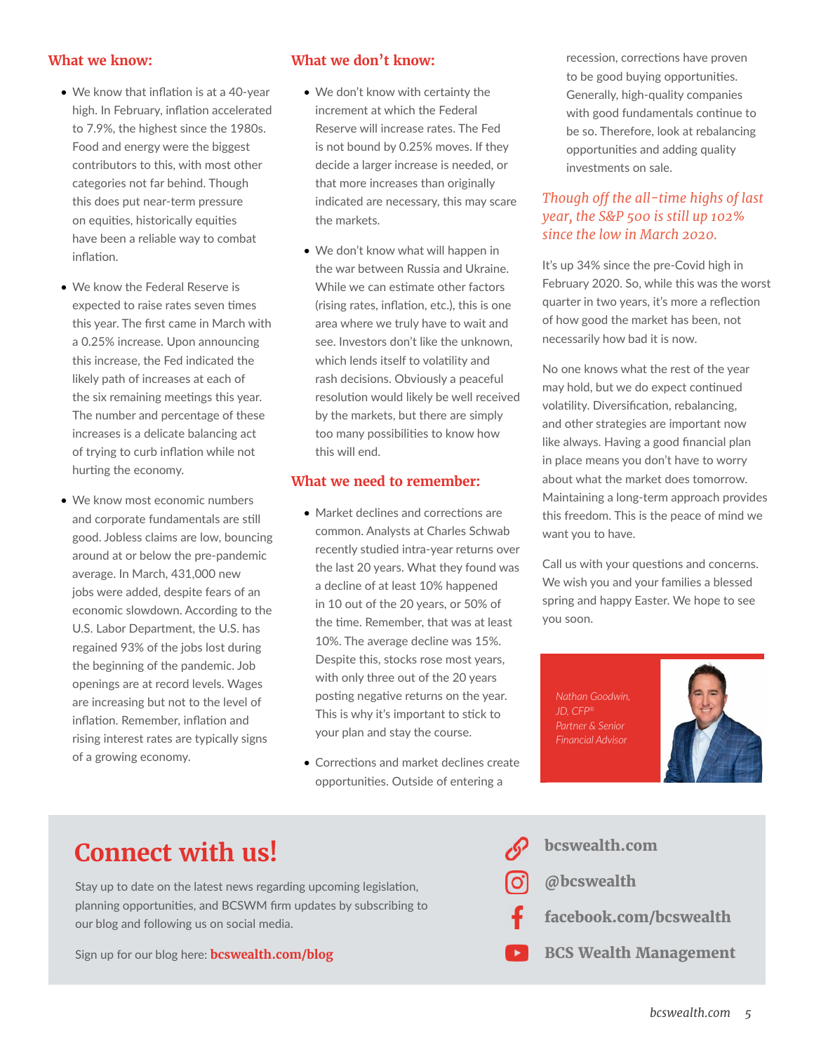## What we know:

- We know that inflation is at a 40-year high. In February, inflation accelerated to 7.9%, the highest since the 1980s. Food and energy were the biggest contributors to this, with most other categories not far behind. Though this does put near-term pressure on equities, historically equities have been a reliable way to combat inflation.
- We know the Federal Reserve is expected to raise rates seven times this year. The first came in March with a 0.25% increase. Upon announcing this increase, the Fed indicated the likely path of increases at each of the six remaining meetings this year. The number and percentage of these increases is a delicate balancing act of trying to curb inflation while not hurting the economy.
- We know most economic numbers and corporate fundamentals are still good. Jobless claims are low, bouncing around at or below the pre-pandemic average. In March, 431,000 new jobs were added, despite fears of an economic slowdown. According to the U.S. Labor Department, the U.S. has regained 93% of the jobs lost during the beginning of the pandemic. Job openings are at record levels. Wages are increasing but not to the level of inflation. Remember, inflation and rising interest rates are typically signs of a growing economy.

## What we don't know:

- We don't know with certainty the increment at which the Federal Reserve will increase rates. The Fed is not bound by 0.25% moves. If they decide a larger increase is needed, or that more increases than originally indicated are necessary, this may scare the markets.
- We don't know what will happen in the war between Russia and Ukraine. While we can estimate other factors (rising rates, inflation, etc.), this is one area where we truly have to wait and see. Investors don't like the unknown, which lends itself to volatility and rash decisions. Obviously a peaceful resolution would likely be well received by the markets, but there are simply too many possibilities to know how this will end.

## What we need to remember:

- Market declines and corrections are common. Analysts at Charles Schwab recently studied intra-year returns over the last 20 years. What they found was a decline of at least 10% happened in 10 out of the 20 years, or 50% of the time. Remember, that was at least 10%. The average decline was 15%. Despite this, stocks rose most years, with only three out of the 20 years posting negative returns on the year. This is why it's important to stick to your plan and stay the course.
- Corrections and market declines create opportunities. Outside of entering a recession, corrections have proven to be good buying opportunities. Generally, high-quality companies with good fundamentals continue to be so. Therefore, look at rebalancing opportunities and adding quality investments on sale.

*Though off the all-time highs of last year, the S&P 500 is still up 102% since the low in March 2020.*

It's up 34% since the pre-Covid high in February 2020. So, while this was the worst quarter in two years, it's more a reflection of how good the market has been, not necessarily how bad it is now.

No one knows what the rest of the year may hold, but we do expect continued volatility. Diversification, rebalancing, and other strategies are important now like always. Having a good financial plan in place means you don't have to worry about what the market does tomorrow. Maintaining a long-term approach provides this freedom. This is the peace of mind we want you to have.

Call us with your questions and concerns. We wish you and your families a blessed spring and happy Easter. We hope to see you soon.

*Nathan Goodwin, JD, CFP®*
*Partner & Senior Financial Advisor*

## Connect with us!

Stay up to date on the latest news regarding upcoming legislation, planning opportunities, and BCSWM firm updates by subscribing to our blog and following us on social media.

Sign up for our blog here: **bcswealth.com/blog**

**bcswealth.com**

**@bcswealth**

**facebook.com/bcswealth**

**BCS Wealth Management**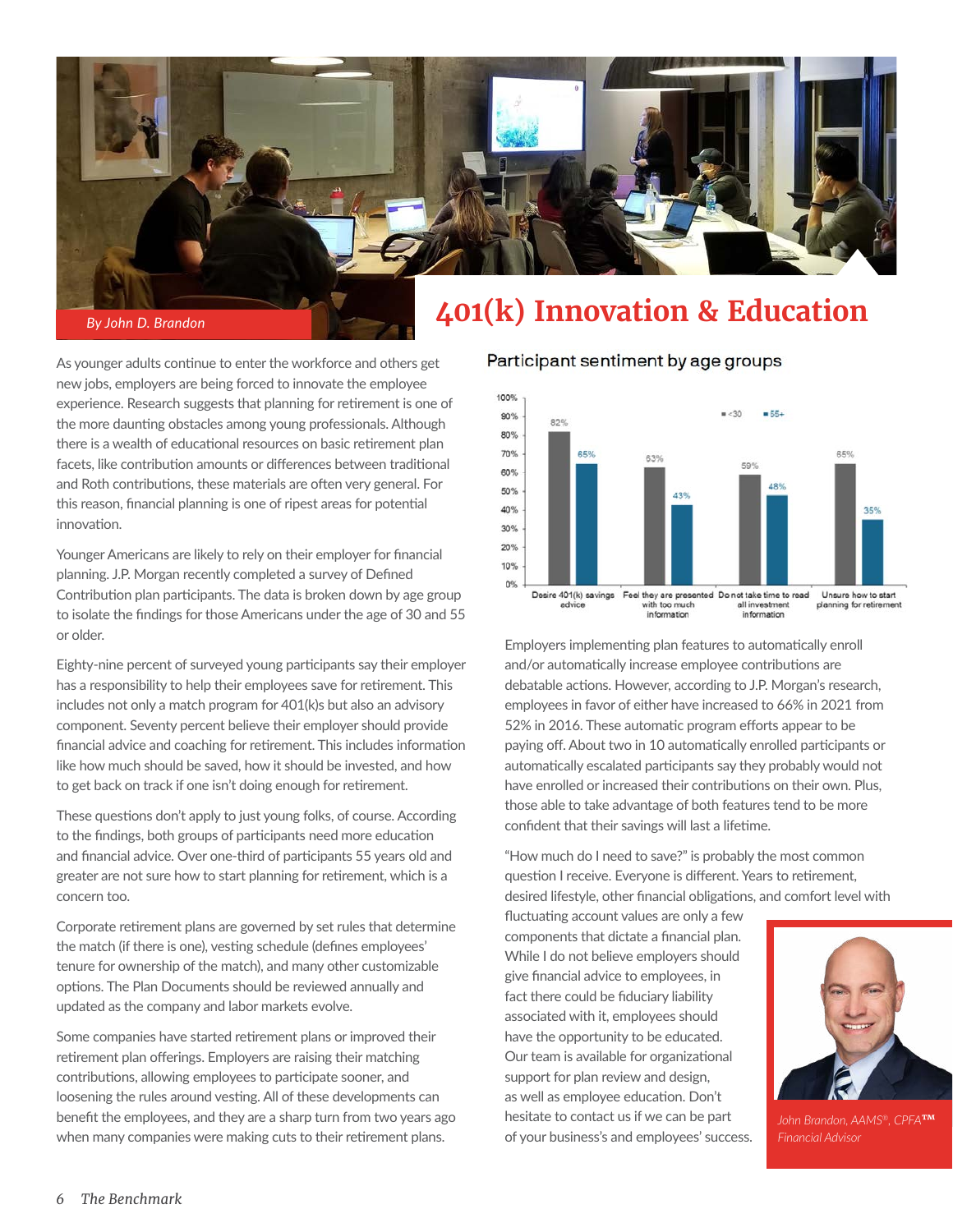# 401(k) Innovation & Education

*By John D. Brandon*

As younger adults continue to enter the workforce and others get new jobs, employers are being forced to innovate the employee experience. Research suggests that planning for retirement is one of the more daunting obstacles among young professionals. Although there is a wealth of educational resources on basic retirement plan facets, like contribution amounts or differences between traditional and Roth contributions, these materials are often very general. For this reason, financial planning is one of ripest areas for potential innovation.

Younger Americans are likely to rely on their employer for financial planning. J.P. Morgan recently completed a survey of Defined Contribution plan participants. The data is broken down by age group to isolate the findings for those Americans under the age of 30 and 55 or older.

Eighty-nine percent of surveyed young participants say their employer has a responsibility to help their employees save for retirement. This includes not only a match program for 401(k)s but also an advisory component. Seventy percent believe their employer should provide financial advice and coaching for retirement. This includes information like how much should be saved, how it should be invested, and how to get back on track if one isn't doing enough for retirement.

These questions don't apply to just young folks, of course. According to the findings, both groups of participants need more education and financial advice. Over one-third of participants 55 years old and greater are not sure how to start planning for retirement, which is a concern too.

Corporate retirement plans are governed by set rules that determine the match (if there is one), vesting schedule (defines employees' tenure for ownership of the match), and many other customizable options. The Plan Documents should be reviewed annually and updated as the company and labor markets evolve.

Some companies have started retirement plans or improved their retirement plan offerings. Employers are raising their matching contributions, allowing employees to participate sooner, and loosening the rules around vesting. All of these developments can benefit the employees, and they are a sharp turn from two years ago when many companies were making cuts to their retirement plans.

**Participant sentiment by age groups**

| | <30 | 55+ |
|---|---|---|
| Desire 401(k) savings advice | 82% | 65% |
| Feel they are presented with too much information | 63% | 43% |
| Do not take time to read all investment information | 59% | 48% |
| Unsure how to start planning for retirement | 65% | 35% |

Employers implementing plan features to automatically enroll and/or automatically increase employee contributions are debatable actions. However, according to J.P. Morgan's research, employees in favor of either have increased to 66% in 2021 from 52% in 2016. These automatic program efforts appear to be paying off. About two in 10 automatically enrolled participants or automatically escalated participants say they probably would not have enrolled or increased their contributions on their own. Plus, those able to take advantage of both features tend to be more confident that their savings will last a lifetime.

"How much do I need to save?" is probably the most common question I receive. Everyone is different. Years to retirement, desired lifestyle, other financial obligations, and comfort level with fluctuating account values are only a few components that dictate a financial plan. While I do not believe employers should give financial advice to employees, in fact there could be fiduciary liability associated with it, employees should have the opportunity to be educated. Our team is available for organizational support for plan review and design, as well as employee education. Don't hesitate to contact us if we can be part of your business's and employees' success.

*John Brandon, AAMS®, CPFA™*
*Financial Advisor*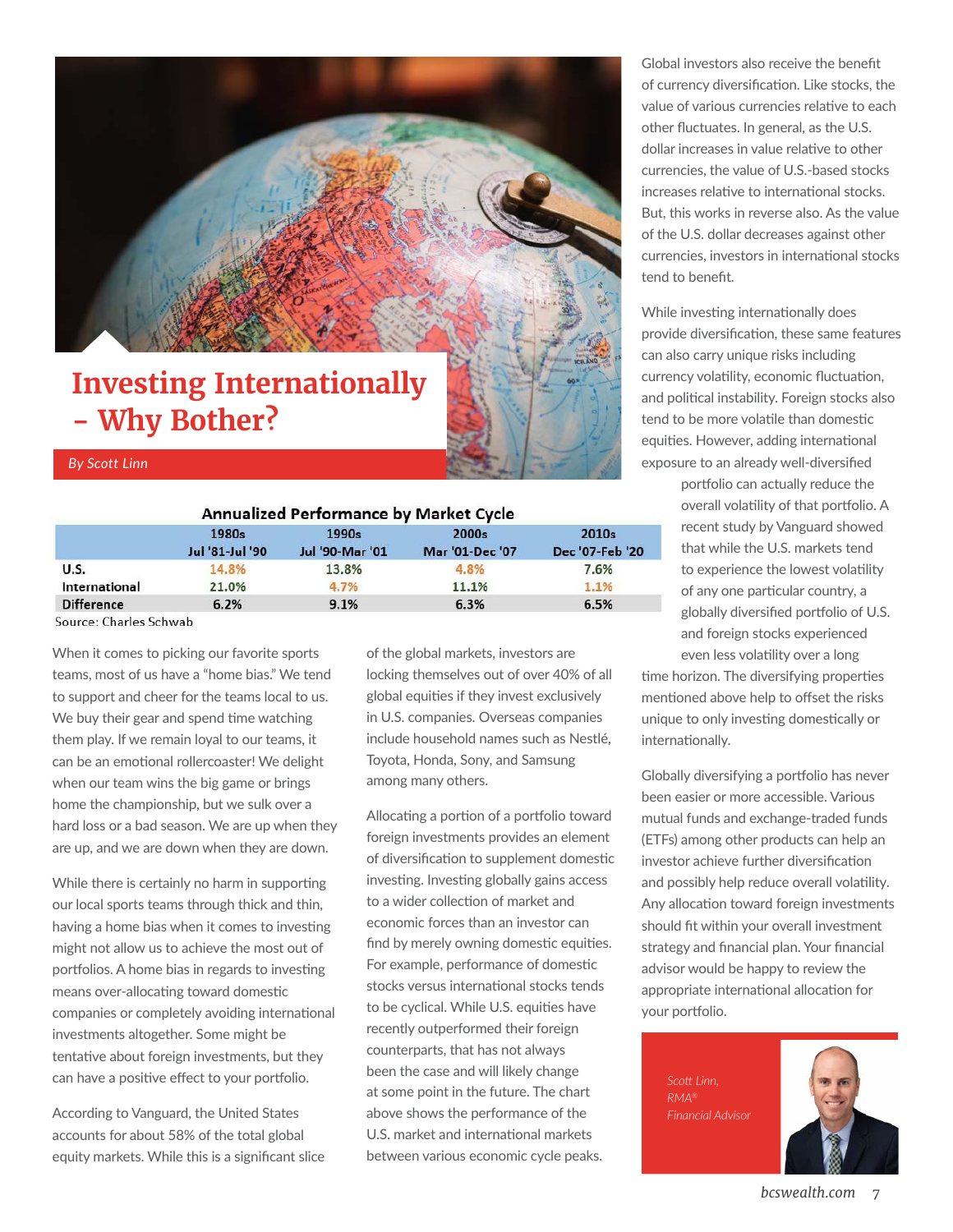# Investing Internationally - Why Bother?

*By Scott Linn*

**Annualized Performance by Market Cycle**

| | 1980s<br>Jul '81-Jul '90 | 1990s<br>Jul '90-Mar '01 | 2000s<br>Mar '01-Dec '07 | 2010s<br>Dec '07-Feb '20 |
|---|---|---|---|---|
| U.S. | 14.8% | 13.8% | 4.8% | 7.6% |
| International | 21.0% | 4.7% | 11.1% | 1.1% |
| Difference | 6.2% | 9.1% | 6.3% | 6.5% |

Source: Charles Schwab

When it comes to picking our favorite sports teams, most of us have a "home bias." We tend to support and cheer for the teams local to us. We buy their gear and spend time watching them play. If we remain loyal to our teams, it can be an emotional rollercoaster! We delight when our team wins the big game or brings home the championship, but we sulk over a hard loss or a bad season. We are up when they are up, and we are down when they are down.

While there is certainly no harm in supporting our local sports teams through thick and thin, having a home bias when it comes to investing might not allow us to achieve the most out of portfolios. A home bias in regards to investing means over-allocating toward domestic companies or completely avoiding international investments altogether. Some might be tentative about foreign investments, but they can have a positive effect to your portfolio.

According to Vanguard, the United States accounts for about 58% of the total global equity markets. While this is a significant slice of the global markets, investors are locking themselves out of over 40% of all global equities if they invest exclusively in U.S. companies. Overseas companies include household names such as Nestlé, Toyota, Honda, Sony, and Samsung among many others.

Allocating a portion of a portfolio toward foreign investments provides an element of diversification to supplement domestic investing. Investing globally gains access to a wider collection of market and economic forces than an investor can find by merely owning domestic equities. For example, performance of domestic stocks versus international stocks tends to be cyclical. While U.S. equities have recently outperformed their foreign counterparts, that has not always been the case and will likely change at some point in the future. The chart above shows the performance of the U.S. market and international markets between various economic cycle peaks.

Global investors also receive the benefit of currency diversification. Like stocks, the value of various currencies relative to each other fluctuates. In general, as the U.S. dollar increases in value relative to other currencies, the value of U.S.-based stocks increases relative to international stocks. But, this works in reverse also. As the value of the U.S. dollar decreases against other currencies, investors in international stocks tend to benefit.

While investing internationally does provide diversification, these same features can also carry unique risks including currency volatility, economic fluctuation, and political instability. Foreign stocks also tend to be more volatile than domestic equities. However, adding international exposure to an already well-diversified portfolio can actually reduce the overall volatility of that portfolio. A recent study by Vanguard showed that while the U.S. markets tend to experience the lowest volatility of any one particular country, a globally diversified portfolio of U.S. and foreign stocks experienced even less volatility over a long time horizon. The diversifying properties mentioned above help to offset the risks unique to only investing domestically or internationally.

Globally diversifying a portfolio has never been easier or more accessible. Various mutual funds and exchange-traded funds (ETFs) among other products can help an investor achieve further diversification and possibly help reduce overall volatility. Any allocation toward foreign investments should fit within your overall investment strategy and financial plan. Your financial advisor would be happy to review the appropriate international allocation for your portfolio.

*Scott Linn, RMA®*
*Financial Advisor*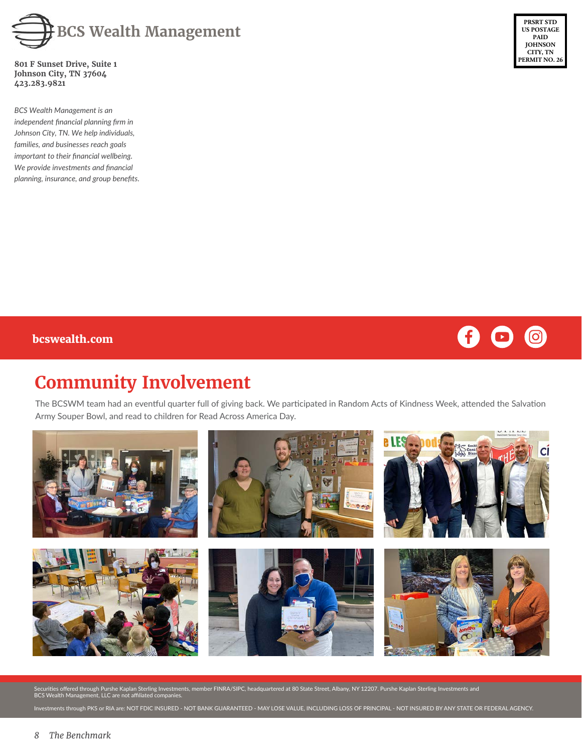BCS Wealth Management

**801 F Sunset Drive, Suite 1**
**Johnson City, TN 37604**
**423.283.9821**

PRSRT STD
US POSTAGE
PAID
JOHNSON CITY, TN
PERMIT NO. 26

*BCS Wealth Management is an independent financial planning firm in Johnson City, TN. We help individuals, families, and businesses reach goals important to their financial wellbeing. We provide investments and financial planning, insurance, and group benefits.*

**bcswealth.com**

## Community Involvement

The BCSWM team had an eventful quarter full of giving back. We participated in Random Acts of Kindness Week, attended the Salvation Army Souper Bowl, and read to children for Read Across America Day.

Securities offered through Purshe Kaplan Sterling Investments, member FINRA/SIPC, headquartered at 80 State Street, Albany, NY 12207. Purshe Kaplan Sterling Investments and BCS Wealth Management, LLC are not affiliated companies.

Investments through PKS or RIA are: NOT FDIC INSURED - NOT BANK GUARANTEED - MAY LOSE VALUE, INCLUDING LOSS OF PRINCIPAL - NOT INSURED BY ANY STATE OR FEDERAL AGENCY.